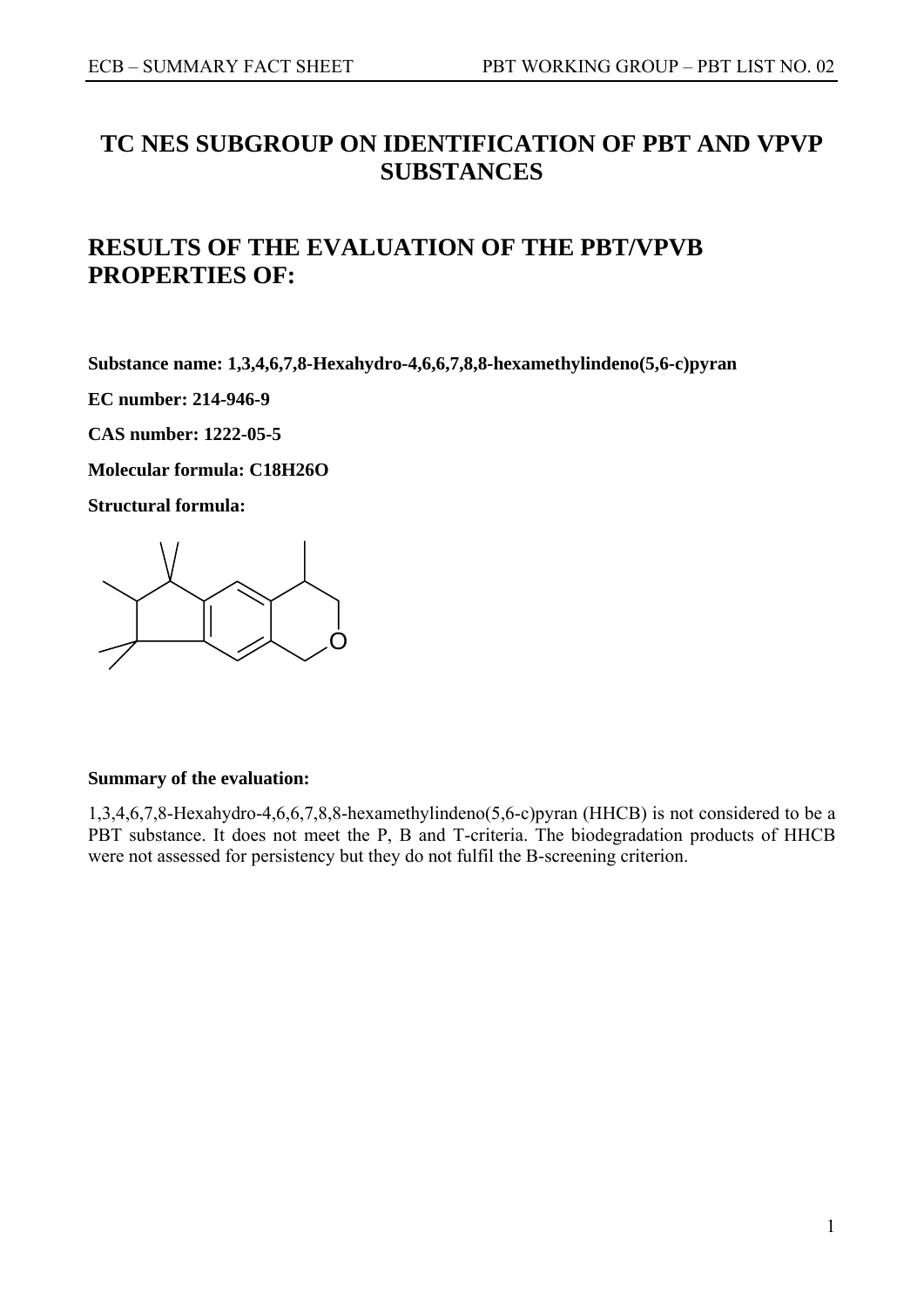# TC NES SUBGROUP ON IDENTIFICATION OF PBT AND VPVP SUBSTANCES

## RESULTS OF THE EVALUATION OF THE PBT/VPVB PROPERTIES OF:

**Substance name: 1,3,4,6,7,8-Hexahydro-4,6,6,7,8,8-hexamethylindeno(5,6-c)pyran**

**EC number: 214-946-9**

**CAS number: 1222-05-5**

**Molecular formula: C18H26O**

**Structural formula:**

**Summary of the evaluation:**

1,3,4,6,7,8-Hexahydro-4,6,6,7,8,8-hexamethylindeno(5,6-c)pyran (HHCB) is not considered to be a PBT substance. It does not meet the P, B and T-criteria. The biodegradation products of HHCB were not assessed for persistency but they do not fulfil the B-screening criterion.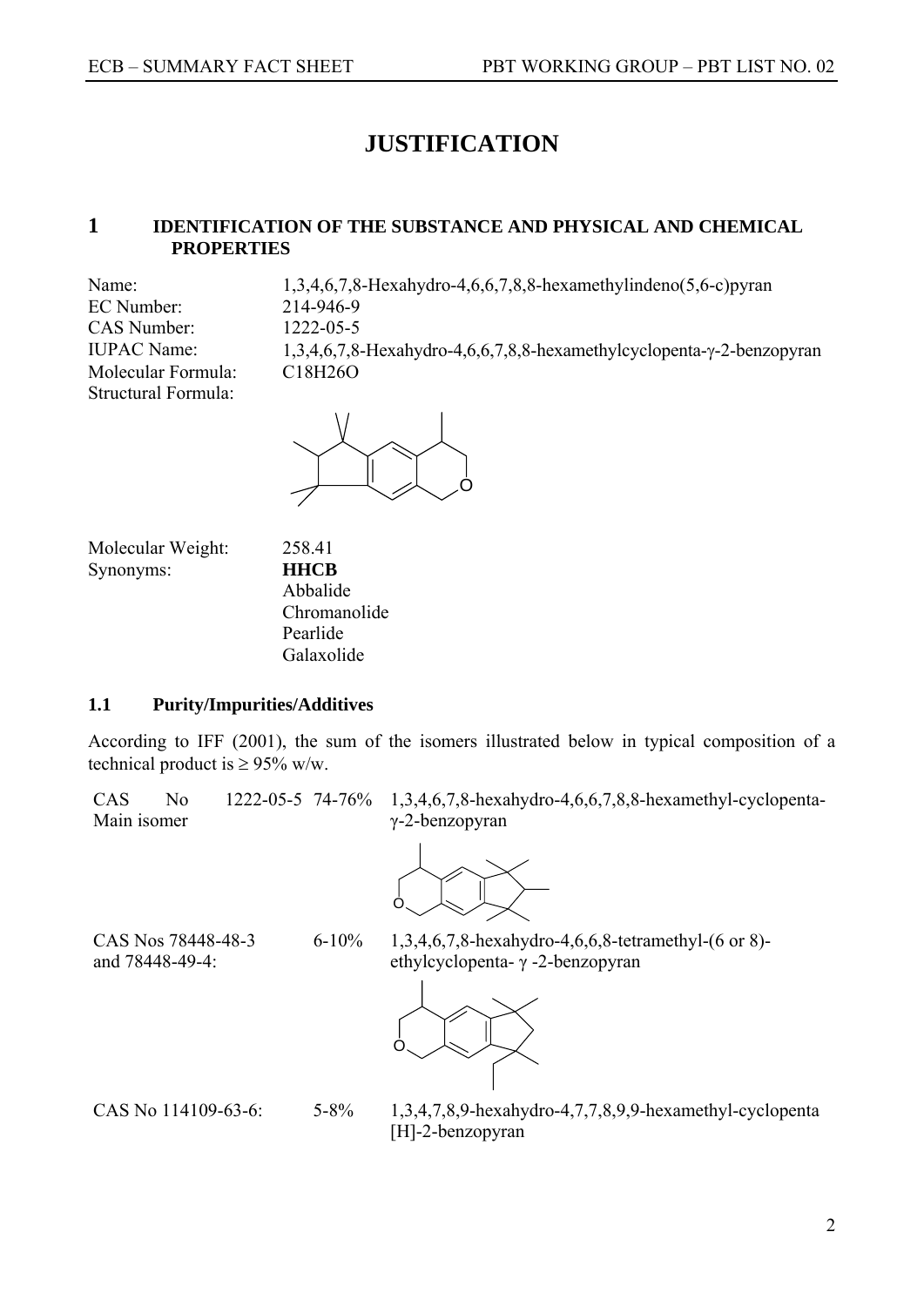# JUSTIFICATION

## 1 IDENTIFICATION OF THE SUBSTANCE AND PHYSICAL AND CHEMICAL PROPERTIES

| | |
|---|---|
| Name: | 1,3,4,6,7,8-Hexahydro-4,6,6,7,8,8-hexamethylindeno(5,6-c)pyran |
| EC Number: | 214-946-9 |
| CAS Number: | 1222-05-5 |
| IUPAC Name: | 1,3,4,6,7,8-Hexahydro-4,6,6,7,8,8-hexamethylcyclopenta-γ-2-benzopyran |
| Molecular Formula: | $C_{18}H_{26}O$ |
| Structural Formula: | |

| | |
|---|---|
| Molecular Weight: | 258.41 |
| Synonyms: | **HHCB** |
| | Abbalide |
| | Chromanolide |
| | Pearlide |
| | Galaxolide |

### 1.1 Purity/Impurities/Additives

According to IFF (2001), the sum of the isomers illustrated below in typical composition of a technical product is ≥ 95% w/w.

| | | |
|---|---|---|
| CAS No 1222-05-5 Main isomer | 74-76% | 1,3,4,6,7,8-hexahydro-4,6,6,7,8,8-hexamethyl-cyclopenta-γ-2-benzopyran |
| CAS Nos 78448-48-3 and 78448-49-4: | 6-10% | 1,3,4,6,7,8-hexahydro-4,6,6,8-tetramethyl-(6 or 8)-ethylcyclopenta- γ -2-benzopyran |
| CAS No 114109-63-6: | 5-8% | 1,3,4,7,8,9-hexahydro-4,7,7,8,9,9-hexamethyl-cyclopenta [H]-2-benzopyran |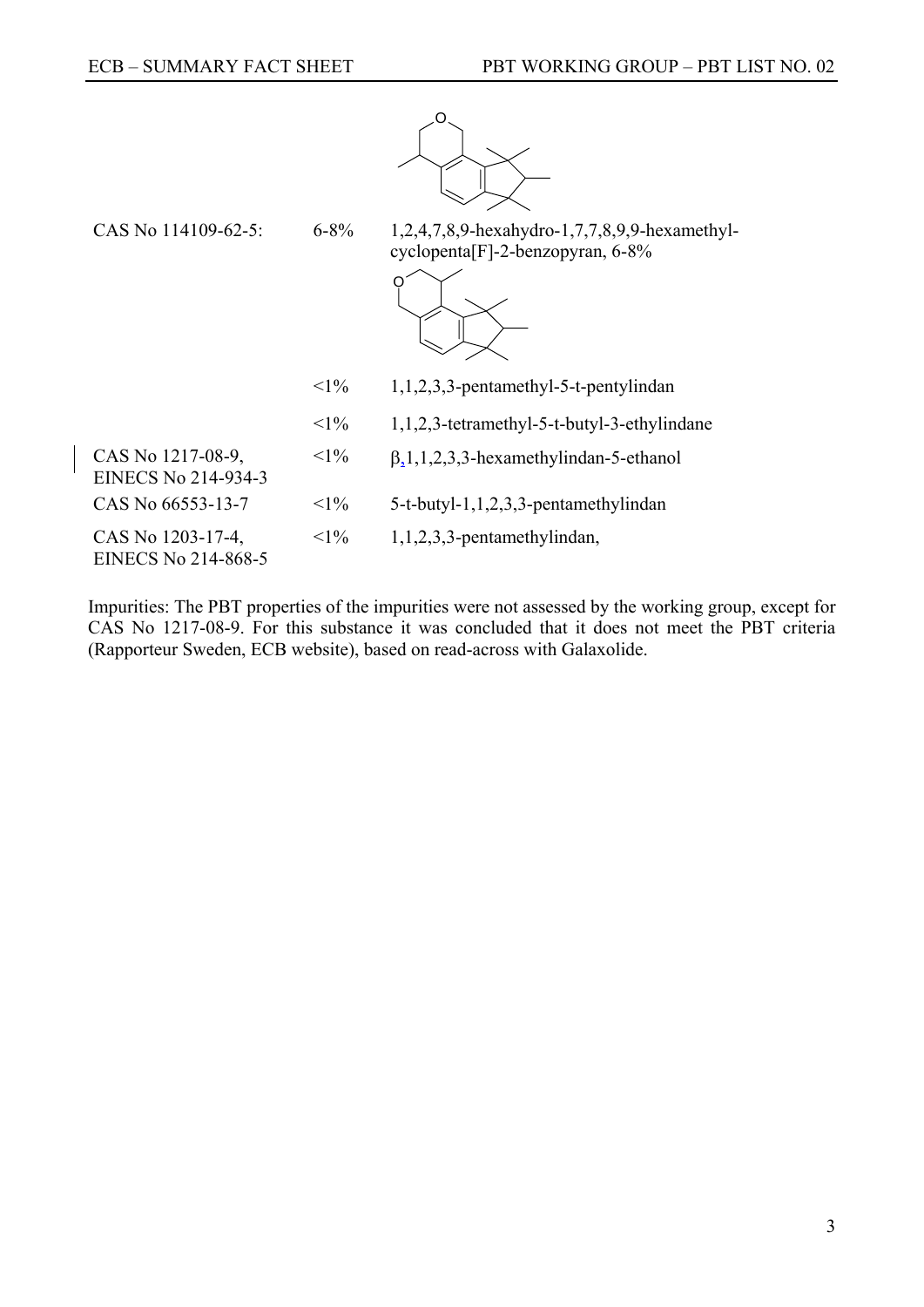| | | |
|---|---|---|
| CAS No 114109-62-5: | 6-8% | 1,2,4,7,8,9-hexahydro-1,7,7,8,9,9-hexamethyl-cyclopenta[F]-2-benzopyran, 6-8% |
| | <1% | 1,1,2,3,3-pentamethyl-5-t-pentylindan |
| | <1% | 1,1,2,3-tetramethyl-5-t-butyl-3-ethylindane |
| CAS No 1217-08-9, EINECS No 214-934-3 | <1% | β,1,1,2,3,3-hexamethylindan-5-ethanol |
| CAS No 66553-13-7 | <1% | 5-t-butyl-1,1,2,3,3-pentamethylindan |
| CAS No 1203-17-4, EINECS No 214-868-5 | <1% | 1,1,2,3,3-pentamethylindan, |

Impurities: The PBT properties of the impurities were not assessed by the working group, except for CAS No 1217-08-9. For this substance it was concluded that it does not meet the PBT criteria (Rapporteur Sweden, ECB website), based on read-across with Galaxolide.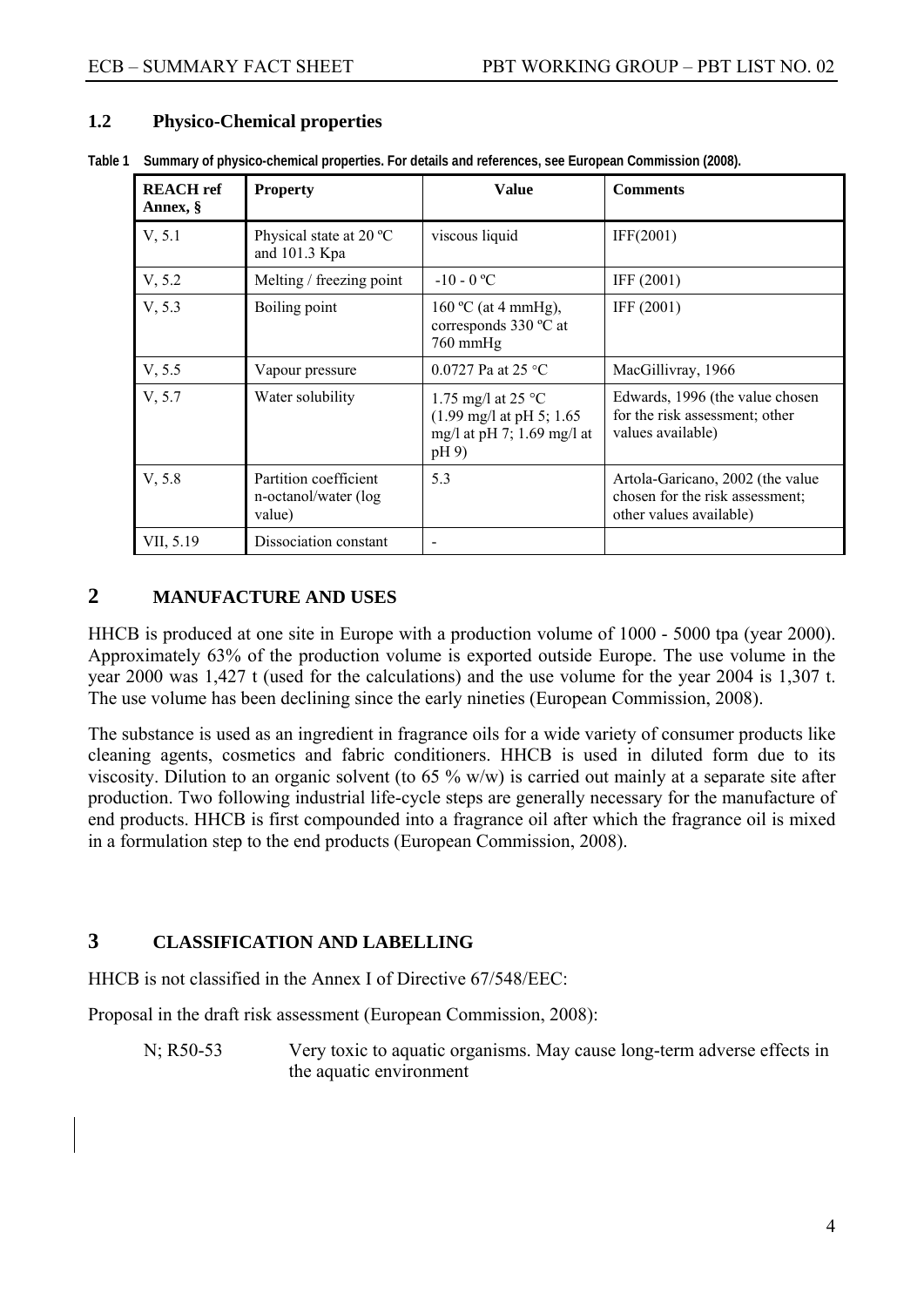## 1.2 Physico-Chemical properties

**Table 1 Summary of physico-chemical properties. For details and references, see European Commission (2008).**

| REACH ref Annex, § | Property | Value | Comments |
|---|---|---|---|
| V, 5.1 | Physical state at 20 ºC and 101.3 Kpa | viscous liquid | IFF(2001) |
| V, 5.2 | Melting / freezing point | -10 - 0 ºC | IFF (2001) |
| V, 5.3 | Boiling point | 160 ºC (at 4 mmHg), corresponds 330 ºC at 760 mmHg | IFF (2001) |
| V, 5.5 | Vapour pressure | 0.0727 Pa at 25 °C | MacGillivray, 1966 |
| V, 5.7 | Water solubility | 1.75 mg/l at 25 °C (1.99 mg/l at pH 5; 1.65 mg/l at pH 7; 1.69 mg/l at pH 9) | Edwards, 1996 (the value chosen for the risk assessment; other values available) |
| V, 5.8 | Partition coefficient n-octanol/water (log value) | 5.3 | Artola-Garicano, 2002 (the value chosen for the risk assessment; other values available) |
| VII, 5.19 | Dissociation constant | - | |

# 2 MANUFACTURE AND USES

HHCB is produced at one site in Europe with a production volume of 1000 - 5000 tpa (year 2000). Approximately 63% of the production volume is exported outside Europe. The use volume in the year 2000 was 1,427 t (used for the calculations) and the use volume for the year 2004 is 1,307 t. The use volume has been declining since the early nineties (European Commission, 2008).

The substance is used as an ingredient in fragrance oils for a wide variety of consumer products like cleaning agents, cosmetics and fabric conditioners. HHCB is used in diluted form due to its viscosity. Dilution to an organic solvent (to 65 % w/w) is carried out mainly at a separate site after production. Two following industrial life-cycle steps are generally necessary for the manufacture of end products. HHCB is first compounded into a fragrance oil after which the fragrance oil is mixed in a formulation step to the end products (European Commission, 2008).

# 3 CLASSIFICATION AND LABELLING

HHCB is not classified in the Annex I of Directive 67/548/EEC:

Proposal in the draft risk assessment (European Commission, 2008):

N; R50-53 Very toxic to aquatic organisms. May cause long-term adverse effects in the aquatic environment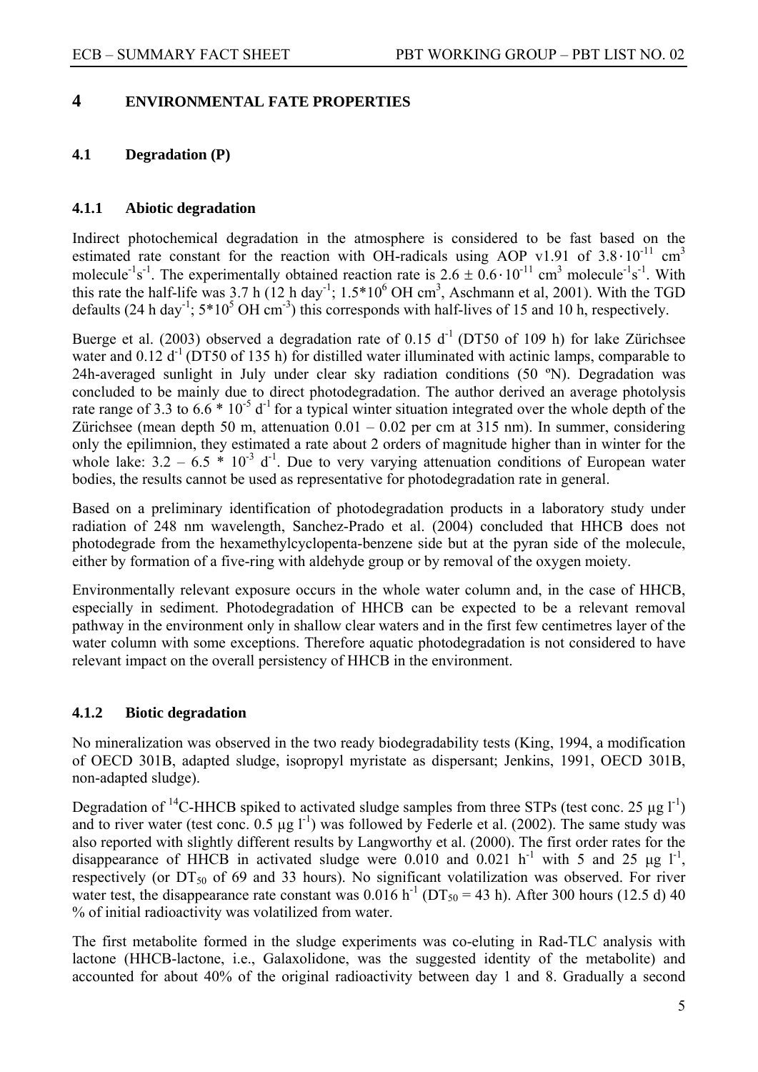## 4 ENVIRONMENTAL FATE PROPERTIES

### 4.1 Degradation (P)

#### 4.1.1 Abiotic degradation

Indirect photochemical degradation in the atmosphere is considered to be fast based on the estimated rate constant for the reaction with OH-radicals using AOP v1.91 of $3.8 \cdot 10^{-11}$ cm$^3$ molecule$^{-1}$s$^{-1}$. The experimentally obtained reaction rate is $2.6 \pm 0.6 \cdot 10^{-11}$ cm$^3$ molecule$^{-1}$s$^{-1}$. With this rate the half-life was 3.7 h (12 h day$^{-1}$; $1.5*10^6$ OH cm$^3$, Aschmann et al, 2001). With the TGD defaults (24 h day$^{-1}$; $5*10^5$ OH cm$^{-3}$) this corresponds with half-lives of 15 and 10 h, respectively.

Buerge et al. (2003) observed a degradation rate of 0.15 d$^{-1}$ (DT50 of 109 h) for lake Zürichsee water and 0.12 d$^{-1}$ (DT50 of 135 h) for distilled water illuminated with actinic lamps, comparable to 24h-averaged sunlight in July under clear sky radiation conditions (50 ºN). Degradation was concluded to be mainly due to direct photodegradation. The author derived an average photolysis rate range of 3.3 to $6.6 * 10^{-5}$ d$^{-1}$ for a typical winter situation integrated over the whole depth of the Zürichsee (mean depth 50 m, attenuation 0.01 – 0.02 per cm at 315 nm). In summer, considering only the epilimnion, they estimated a rate about 2 orders of magnitude higher than in winter for the whole lake: 3.2 – $6.5 * 10^{-3}$ d$^{-1}$. Due to very varying attenuation conditions of European water bodies, the results cannot be used as representative for photodegradation rate in general.

Based on a preliminary identification of photodegradation products in a laboratory study under radiation of 248 nm wavelength, Sanchez-Prado et al. (2004) concluded that HHCB does not photodegrade from the hexamethylcyclopenta-benzene side but at the pyran side of the molecule, either by formation of a five-ring with aldehyde group or by removal of the oxygen moiety.

Environmentally relevant exposure occurs in the whole water column and, in the case of HHCB, especially in sediment. Photodegradation of HHCB can be expected to be a relevant removal pathway in the environment only in shallow clear waters and in the first few centimetres layer of the water column with some exceptions. Therefore aquatic photodegradation is not considered to have relevant impact on the overall persistency of HHCB in the environment.

#### 4.1.2 Biotic degradation

No mineralization was observed in the two ready biodegradability tests (King, 1994, a modification of OECD 301B, adapted sludge, isopropyl myristate as dispersant; Jenkins, 1991, OECD 301B, non-adapted sludge).

Degradation of $^{14}$C-HHCB spiked to activated sludge samples from three STPs (test conc. 25 µg l$^{-1}$) and to river water (test conc. 0.5 µg l$^{-1}$) was followed by Federle et al. (2002). The same study was also reported with slightly different results by Langworthy et al. (2000). The first order rates for the disappearance of HHCB in activated sludge were 0.010 and 0.021 h$^{-1}$ with 5 and 25 µg l$^{-1}$, respectively (or $DT_{50}$ of 69 and 33 hours). No significant volatilization was observed. For river water test, the disappearance rate constant was 0.016 h$^{-1}$ ($DT_{50}$ = 43 h). After 300 hours (12.5 d) 40 % of initial radioactivity was volatilized from water.

The first metabolite formed in the sludge experiments was co-eluting in Rad-TLC analysis with lactone (HHCB-lactone, i.e., Galaxolidone, was the suggested identity of the metabolite) and accounted for about 40% of the original radioactivity between day 1 and 8. Gradually a second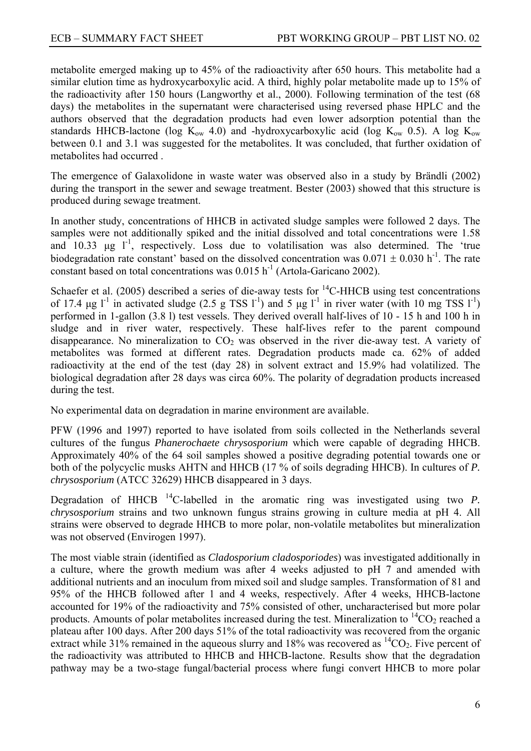metabolite emerged making up to 45% of the radioactivity after 650 hours. This metabolite had a similar elution time as hydroxycarboxylic acid. A third, highly polar metabolite made up to 15% of the radioactivity after 150 hours (Langworthy et al., 2000). Following termination of the test (68 days) the metabolites in the supernatant were characterised using reversed phase HPLC and the authors observed that the degradation products had even lower adsorption potential than the standards HHCB-lactone (log $K_{ow}$ 4.0) and -hydroxycarboxylic acid (log $K_{ow}$ 0.5). A log $K_{ow}$ between 0.1 and 3.1 was suggested for the metabolites. It was concluded, that further oxidation of metabolites had occurred .

The emergence of Galaxolidone in waste water was observed also in a study by Brändli (2002) during the transport in the sewer and sewage treatment. Bester (2003) showed that this structure is produced during sewage treatment.

In another study, concentrations of HHCB in activated sludge samples were followed 2 days. The samples were not additionally spiked and the initial dissolved and total concentrations were 1.58 and 10.33 µg $l^{-1}$, respectively. Loss due to volatilisation was also determined. The 'true biodegradation rate constant' based on the dissolved concentration was 0.071 ± 0.030 $h^{-1}$. The rate constant based on total concentrations was 0.015 $h^{-1}$ (Artola-Garicano 2002).

Schaefer et al. (2005) described a series of die-away tests for $^{14}$C-HHCB using test concentrations of 17.4 µg $l^{-1}$ in activated sludge (2.5 g TSS $l^{-1}$) and 5 µg $l^{-1}$ in river water (with 10 mg TSS $l^{-1}$) performed in 1-gallon (3.8 l) test vessels. They derived overall half-lives of 10 - 15 h and 100 h in sludge and in river water, respectively. These half-lives refer to the parent compound disappearance. No mineralization to $CO_2$ was observed in the river die-away test. A variety of metabolites was formed at different rates. Degradation products made ca. 62% of added radioactivity at the end of the test (day 28) in solvent extract and 15.9% had volatilized. The biological degradation after 28 days was circa 60%. The polarity of degradation products increased during the test.

No experimental data on degradation in marine environment are available.

PFW (1996 and 1997) reported to have isolated from soils collected in the Netherlands several cultures of the fungus *Phanerochaete chrysosporium* which were capable of degrading HHCB. Approximately 40% of the 64 soil samples showed a positive degrading potential towards one or both of the polycyclic musks AHTN and HHCB (17 % of soils degrading HHCB). In cultures of ***P. chrysosporium*** (ATCC 32629) HHCB disappeared in 3 days.

Degradation of HHCB $^{14}$C-labelled in the aromatic ring was investigated using two ***P. chrysosporium*** strains and two unknown fungus strains growing in culture media at pH 4. All strains were observed to degrade HHCB to more polar, non-volatile metabolites but mineralization was not observed (Envirogen 1997).

The most viable strain (identified as *Cladosporium cladosporiodes*) was investigated additionally in a culture, where the growth medium was after 4 weeks adjusted to pH 7 and amended with additional nutrients and an inoculum from mixed soil and sludge samples. Transformation of 81 and 95% of the HHCB followed after 1 and 4 weeks, respectively. After 4 weeks, HHCB-lactone accounted for 19% of the radioactivity and 75% consisted of other, uncharacterised but more polar products. Amounts of polar metabolites increased during the test. Mineralization to $^{14}CO_2$ reached a plateau after 100 days. After 200 days 51% of the total radioactivity was recovered from the organic extract while 31% remained in the aqueous slurry and 18% was recovered as $^{14}CO_2$. Five percent of the radioactivity was attributed to HHCB and HHCB-lactone. Results show that the degradation pathway may be a two-stage fungal/bacterial process where fungi convert HHCB to more polar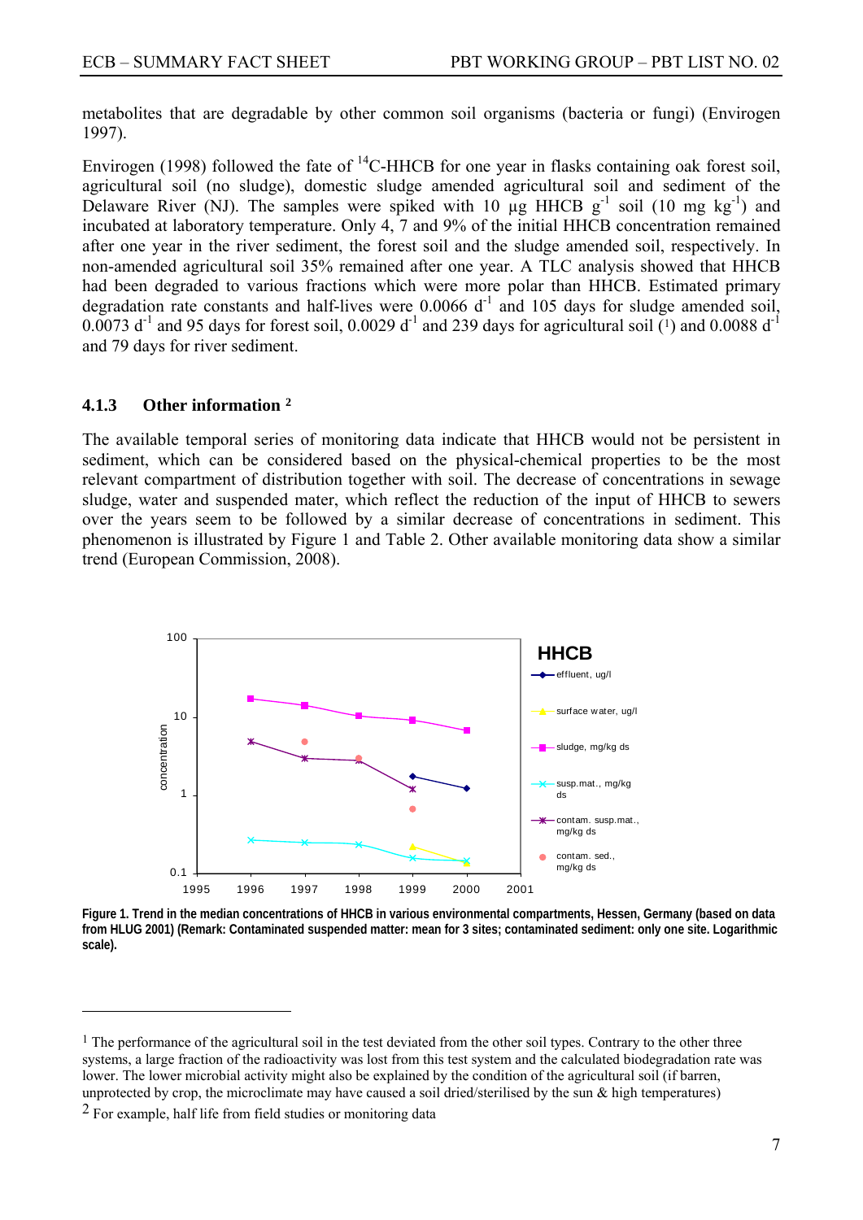metabolites that are degradable by other common soil organisms (bacteria or fungi) (Envirogen 1997).

Envirogen (1998) followed the fate of $^{14}$C-HHCB for one year in flasks containing oak forest soil, agricultural soil (no sludge), domestic sludge amended agricultural soil and sediment of the Delaware River (NJ). The samples were spiked with 10 µg HHCB $g^{-1}$ soil (10 mg $kg^{-1}$) and incubated at laboratory temperature. Only 4, 7 and 9% of the initial HHCB concentration remained after one year in the river sediment, the forest soil and the sludge amended soil, respectively. In non-amended agricultural soil 35% remained after one year. A TLC analysis showed that HHCB had been degraded to various fractions which were more polar than HHCB. Estimated primary degradation rate constants and half-lives were 0.0066 $d^{-1}$ and 105 days for sludge amended soil, 0.0073 $d^{-1}$ and 95 days for forest soil, 0.0029 $d^{-1}$ and 239 days for agricultural soil ([1]) and 0.0088 $d^{-1}$ and 79 days for river sediment.

### 4.1.3 Other information [2]

The available temporal series of monitoring data indicate that HHCB would not be persistent in sediment, which can be considered based on the physical-chemical properties to be the most relevant compartment of distribution together with soil. The decrease of concentrations in sewage sludge, water and suspended mater, which reflect the reduction of the input of HHCB to sewers over the years seem to be followed by a similar decrease of concentrations in sediment. This phenomenon is illustrated by Figure 1 and Table 2. Other available monitoring data show a similar trend (European Commission, 2008).

**Figure 1. Trend in the median concentrations of HHCB in various environmental compartments, Hessen, Germany (based on data from HLUG 2001) (Remark: Contaminated suspended matter: mean for 3 sites; contaminated sediment: only one site. Logarithmic scale).**

---

[1] The performance of the agricultural soil in the test deviated from the other soil types. Contrary to the other three systems, a large fraction of the radioactivity was lost from this test system and the calculated biodegradation rate was lower. The lower microbial activity might also be explained by the condition of the agricultural soil (if barren, unprotected by crop, the microclimate may have caused a soil dried/sterilised by the sun & high temperatures)

[2] For example, half life from field studies or monitoring data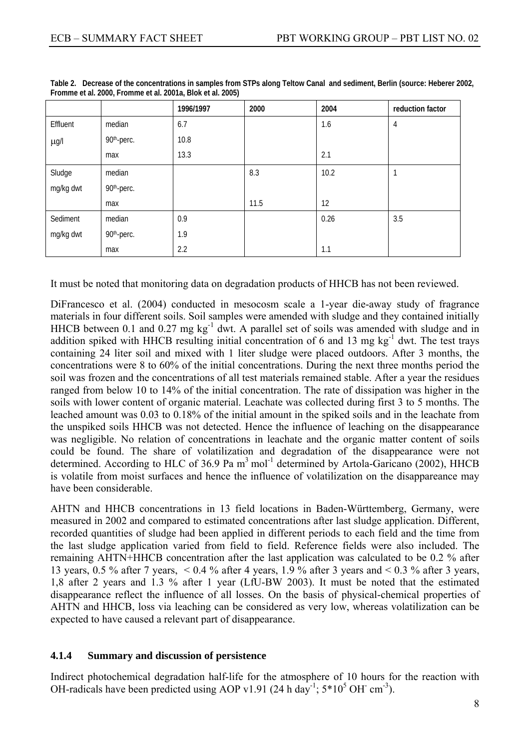**Table 2. Decrease of the concentrations in samples from STPs along Teltow Canal and sediment, Berlin (source: Heberer 2002, Fromme et al. 2000, Fromme et al. 2001a, Blok et al. 2005)**

| | | 1996/1997 | 2000 | 2004 | reduction factor |
|---|---|---|---|---|---|
| Effluent | median | 6.7 | | 1.6 | 4 |
| μg/l | 90th-perc. | 10.8 | | | |
| | max | 13.3 | | 2.1 | |
| Sludge | median | | 8.3 | 10.2 | 1 |
| mg/kg dwt | 90th-perc. | | | | |
| | max | | 11.5 | 12 | |
| Sediment | median | 0.9 | | 0.26 | 3.5 |
| mg/kg dwt | 90th-perc. | 1.9 | | | |
| | max | 2.2 | | 1.1 | |

It must be noted that monitoring data on degradation products of HHCB has not been reviewed.

DiFrancesco et al. (2004) conducted in mesocosm scale a 1-year die-away study of fragrance materials in four different soils. Soil samples were amended with sludge and they contained initially HHCB between 0.1 and 0.27 mg $kg^{-1}$ dwt. A parallel set of soils was amended with sludge and in addition spiked with HHCB resulting initial concentration of 6 and 13 mg $kg^{-1}$ dwt. The test trays containing 24 liter soil and mixed with 1 liter sludge were placed outdoors. After 3 months, the concentrations were 8 to 60% of the initial concentrations. During the next three months period the soil was frozen and the concentrations of all test materials remained stable. After a year the residues ranged from below 10 to 14% of the initial concentration. The rate of dissipation was higher in the soils with lower content of organic material. Leachate was collected during first 3 to 5 months. The leached amount was 0.03 to 0.18% of the initial amount in the spiked soils and in the leachate from the unspiked soils HHCB was not detected. Hence the influence of leaching on the disappearance was negligible. No relation of concentrations in leachate and the organic matter content of soils could be found. The share of volatilization and degradation of the disappearance were not determined. According to HLC of 36.9 Pa $m^3$ $mol^{-1}$ determined by Artola-Garicano (2002), HHCB is volatile from moist surfaces and hence the influence of volatilization on the disappareance may have been considerable.

AHTN and HHCB concentrations in 13 field locations in Baden-Württemberg, Germany, were measured in 2002 and compared to estimated concentrations after last sludge application. Different, recorded quantities of sludge had been applied in different periods to each field and the time from the last sludge application varied from field to field. Reference fields were also included. The remaining AHTN+HHCB concentration after the last application was calculated to be 0.2 % after 13 years, 0.5 % after 7 years, < 0.4 % after 4 years, 1.9 % after 3 years and < 0.3 % after 3 years, 1,8 after 2 years and 1.3 % after 1 year (LfU-BW 2003). It must be noted that the estimated disappearance reflect the influence of all losses. On the basis of physical-chemical properties of AHTN and HHCB, loss via leaching can be considered as very low, whereas volatilization can be expected to have caused a relevant part of disappearance.

#### 4.1.4 Summary and discussion of persistence

Indirect photochemical degradation half-life for the atmosphere of 10 hours for the reaction with OH-radicals have been predicted using AOP v1.91 (24 h $day^{-1}$; $5*10^5$ $OH^-$ $cm^{-3}$).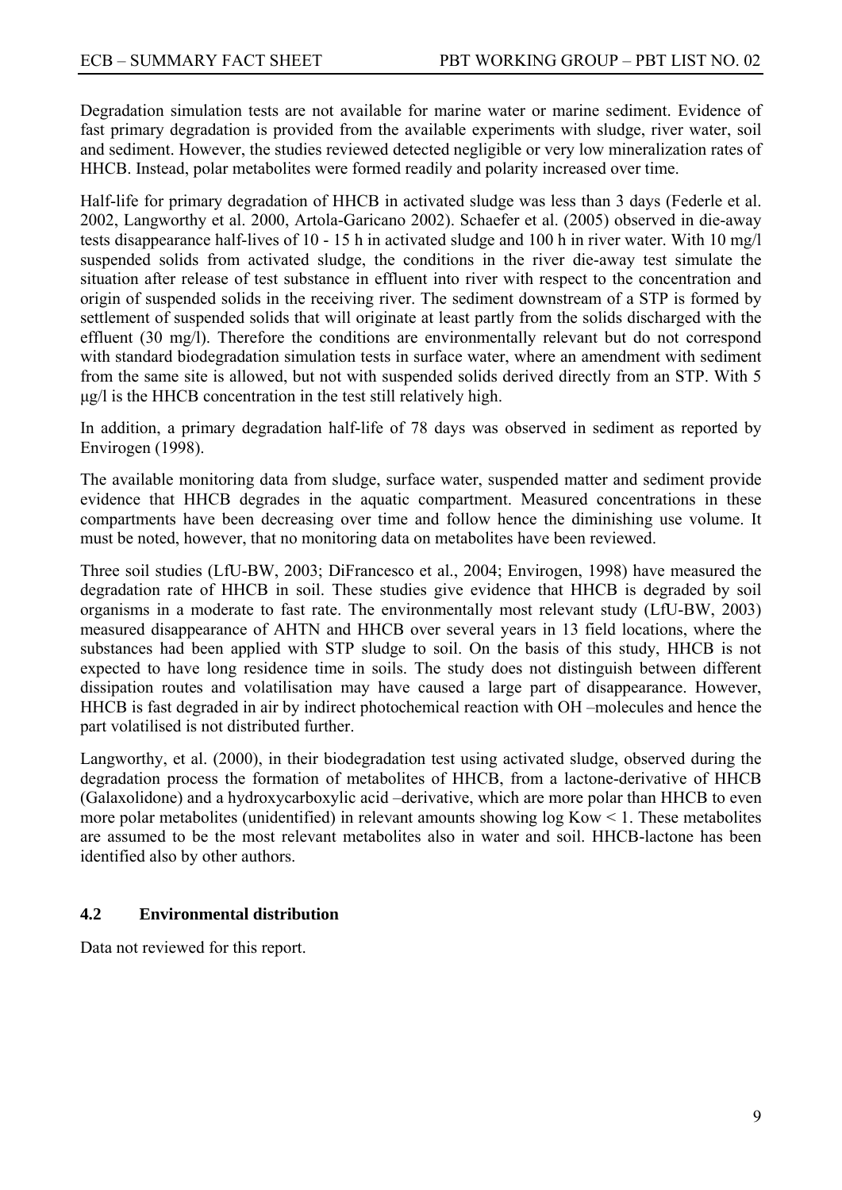Degradation simulation tests are not available for marine water or marine sediment. Evidence of fast primary degradation is provided from the available experiments with sludge, river water, soil and sediment. However, the studies reviewed detected negligible or very low mineralization rates of HHCB. Instead, polar metabolites were formed readily and polarity increased over time.

Half-life for primary degradation of HHCB in activated sludge was less than 3 days (Federle et al. 2002, Langworthy et al. 2000, Artola-Garicano 2002). Schaefer et al. (2005) observed in die-away tests disappearance half-lives of 10 - 15 h in activated sludge and 100 h in river water. With 10 mg/l suspended solids from activated sludge, the conditions in the river die-away test simulate the situation after release of test substance in effluent into river with respect to the concentration and origin of suspended solids in the receiving river. The sediment downstream of a STP is formed by settlement of suspended solids that will originate at least partly from the solids discharged with the effluent (30 mg/l). Therefore the conditions are environmentally relevant but do not correspond with standard biodegradation simulation tests in surface water, where an amendment with sediment from the same site is allowed, but not with suspended solids derived directly from an STP. With 5 μg/l is the HHCB concentration in the test still relatively high.

In addition, a primary degradation half-life of 78 days was observed in sediment as reported by Envirogen (1998).

The available monitoring data from sludge, surface water, suspended matter and sediment provide evidence that HHCB degrades in the aquatic compartment. Measured concentrations in these compartments have been decreasing over time and follow hence the diminishing use volume. It must be noted, however, that no monitoring data on metabolites have been reviewed.

Three soil studies (LfU-BW, 2003; DiFrancesco et al., 2004; Envirogen, 1998) have measured the degradation rate of HHCB in soil. These studies give evidence that HHCB is degraded by soil organisms in a moderate to fast rate. The environmentally most relevant study (LfU-BW, 2003) measured disappearance of AHTN and HHCB over several years in 13 field locations, where the substances had been applied with STP sludge to soil. On the basis of this study, HHCB is not expected to have long residence time in soils. The study does not distinguish between different dissipation routes and volatilisation may have caused a large part of disappearance. However, HHCB is fast degraded in air by indirect photochemical reaction with OH –molecules and hence the part volatilised is not distributed further.

Langworthy, et al. (2000), in their biodegradation test using activated sludge, observed during the degradation process the formation of metabolites of HHCB, from a lactone-derivative of HHCB (Galaxolidone) and a hydroxycarboxylic acid –derivative, which are more polar than HHCB to even more polar metabolites (unidentified) in relevant amounts showing log Kow < 1. These metabolites are assumed to be the most relevant metabolites also in water and soil. HHCB-lactone has been identified also by other authors.

### 4.2 Environmental distribution

Data not reviewed for this report.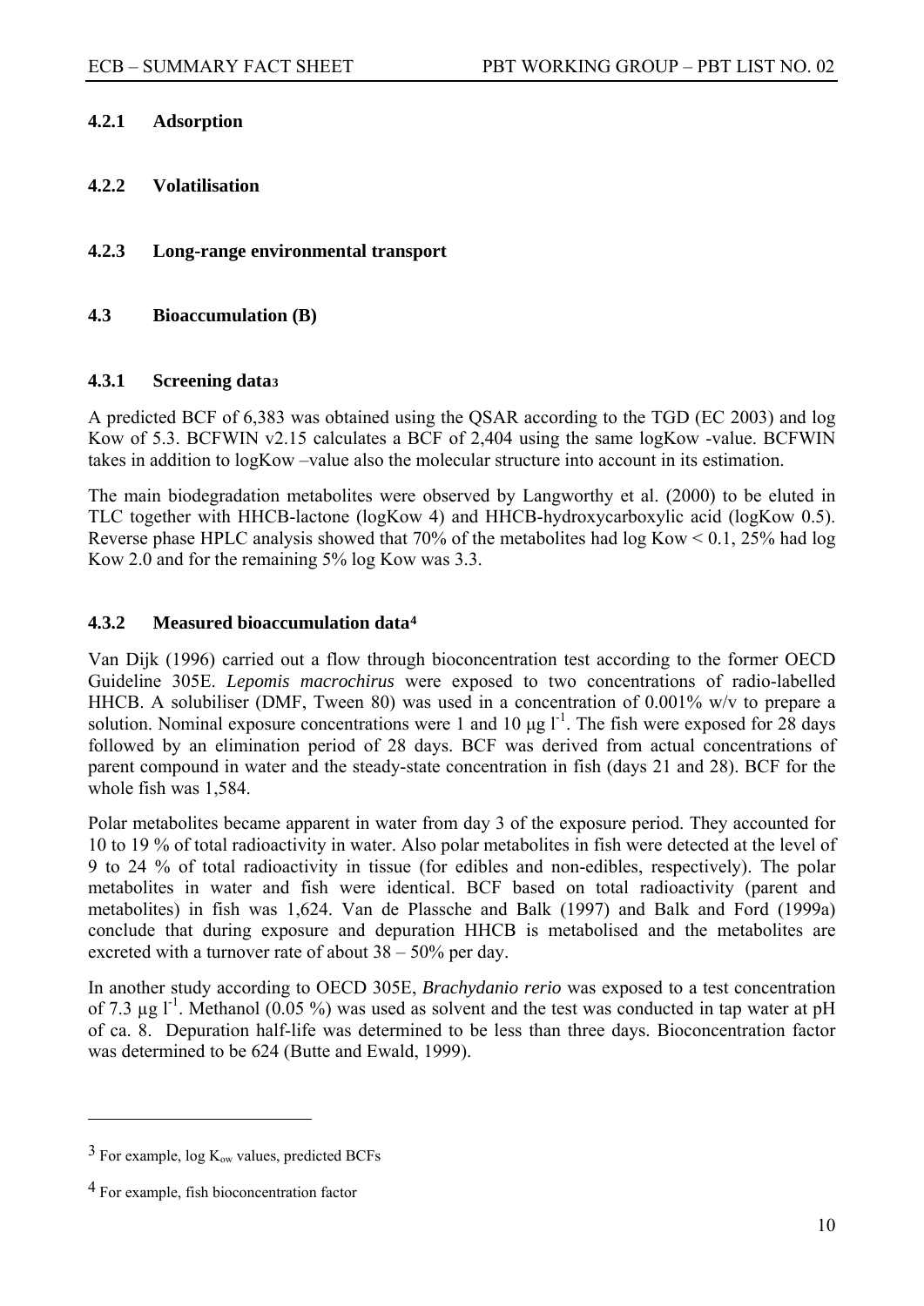#### 4.2.1 Adsorption

#### 4.2.2 Volatilisation

#### 4.2.3 Long-range environmental transport

### 4.3 Bioaccumulation (B)

#### 4.3.1 Screening data[3]

A predicted BCF of 6,383 was obtained using the QSAR according to the TGD (EC 2003) and log Kow of 5.3. BCFWIN v2.15 calculates a BCF of 2,404 using the same logKow -value. BCFWIN takes in addition to logKow –value also the molecular structure into account in its estimation.

The main biodegradation metabolites were observed by Langworthy et al. (2000) to be eluted in TLC together with HHCB-lactone (logKow 4) and HHCB-hydroxycarboxylic acid (logKow 0.5). Reverse phase HPLC analysis showed that 70% of the metabolites had log Kow < 0.1, 25% had log Kow 2.0 and for the remaining 5% log Kow was 3.3.

#### 4.3.2 Measured bioaccumulation data[4]

Van Dijk (1996) carried out a flow through bioconcentration test according to the former OECD Guideline 305E. *Lepomis macrochirus* were exposed to two concentrations of radio-labelled HHCB. A solubiliser (DMF, Tween 80) was used in a concentration of 0.001% w/v to prepare a solution. Nominal exposure concentrations were 1 and 10 µg $l^{-1}$. The fish were exposed for 28 days followed by an elimination period of 28 days. BCF was derived from actual concentrations of parent compound in water and the steady-state concentration in fish (days 21 and 28). BCF for the whole fish was 1,584.

Polar metabolites became apparent in water from day 3 of the exposure period. They accounted for 10 to 19 % of total radioactivity in water. Also polar metabolites in fish were detected at the level of 9 to 24 % of total radioactivity in tissue (for edibles and non-edibles, respectively). The polar metabolites in water and fish were identical. BCF based on total radioactivity (parent and metabolites) in fish was 1,624. Van de Plassche and Balk (1997) and Balk and Ford (1999a) conclude that during exposure and depuration HHCB is metabolised and the metabolites are excreted with a turnover rate of about 38 – 50% per day.

In another study according to OECD 305E, *Brachydanio rerio* was exposed to a test concentration of 7.3 µg $l^{-1}$. Methanol (0.05 %) was used as solvent and the test was conducted in tap water at pH of ca. 8. Depuration half-life was determined to be less than three days. Bioconcentration factor was determined to be 624 (Butte and Ewald, 1999).

---

[3] For example, log $K_{ow}$ values, predicted BCFs

[4] For example, fish bioconcentration factor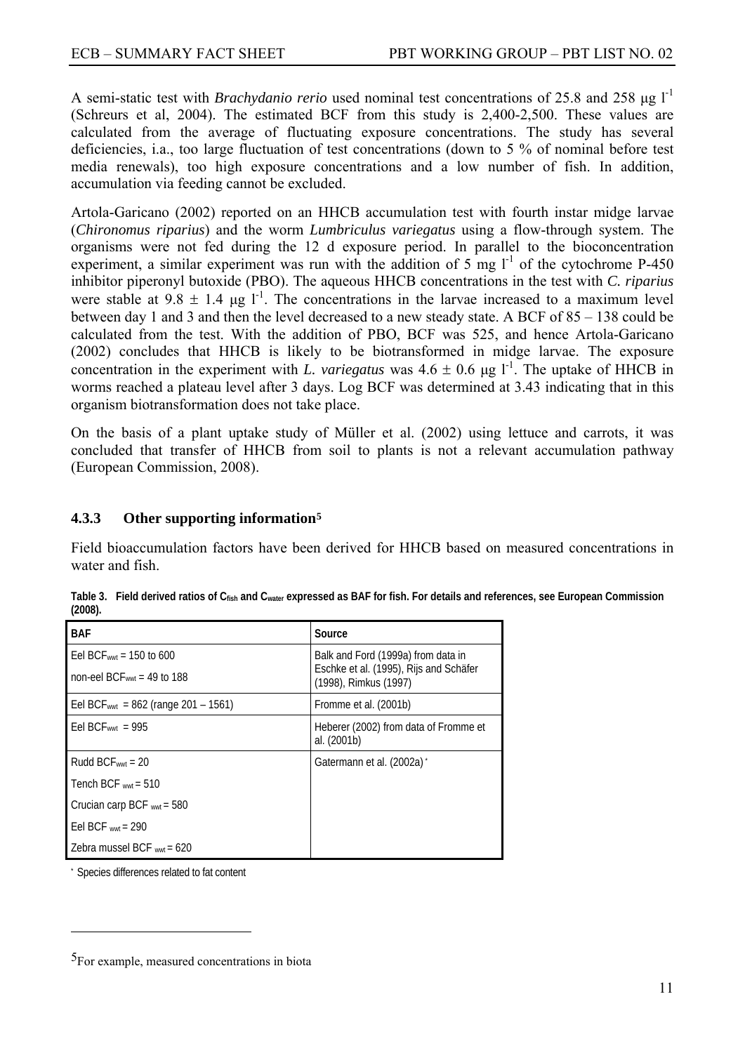A semi-static test with *Brachydanio rerio* used nominal test concentrations of 25.8 and 258 µg $l^{-1}$ (Schreurs et al, 2004). The estimated BCF from this study is 2,400-2,500. These values are calculated from the average of fluctuating exposure concentrations. The study has several deficiencies, i.a., too large fluctuation of test concentrations (down to 5 % of nominal before test media renewals), too high exposure concentrations and a low number of fish. In addition, accumulation via feeding cannot be excluded.

Artola-Garicano (2002) reported on an HHCB accumulation test with fourth instar midge larvae (*Chironomus riparius*) and the worm *Lumbriculus variegatus* using a flow-through system. The organisms were not fed during the 12 d exposure period. In parallel to the bioconcentration experiment, a similar experiment was run with the addition of 5 mg $l^{-1}$ of the cytochrome P-450 inhibitor piperonyl butoxide (PBO). The aqueous HHCB concentrations in the test with *C. riparius* were stable at 9.8 ± 1.4 µg $l^{-1}$. The concentrations in the larvae increased to a maximum level between day 1 and 3 and then the level decreased to a new steady state. A BCF of 85 – 138 could be calculated from the test. With the addition of PBO, BCF was 525, and hence Artola-Garicano (2002) concludes that HHCB is likely to be biotransformed in midge larvae. The exposure concentration in the experiment with *L. variegatus* was 4.6 ± 0.6 µg $l^{-1}$. The uptake of HHCB in worms reached a plateau level after 3 days. Log BCF was determined at 3.43 indicating that in this organism biotransformation does not take place.

On the basis of a plant uptake study of Müller et al. (2002) using lettuce and carrots, it was concluded that transfer of HHCB from soil to plants is not a relevant accumulation pathway (European Commission, 2008).

### 4.3.3 Other supporting information[5]

Field bioaccumulation factors have been derived for HHCB based on measured concentrations in water and fish.

**Table 3. Field derived ratios of $C_{fish}$ and $C_{water}$ expressed as BAF for fish. For details and references, see European Commission (2008).**

| BAF | Source |
|---|---|
| Eel $BCF_{wwt}$ = 150 to 600<br>non-eel $BCF_{wwt}$ = 49 to 188 | Balk and Ford (1999a) from data in Eschke et al. (1995), Rijs and Schäfer (1998), Rimkus (1997) |
| Eel $BCF_{wwt}$ = 862 (range 201 – 1561) | Fromme et al. (2001b) |
| Eel $BCF_{wwt}$ = 995 | Heberer (2002) from data of Fromme et al. (2001b) |
| Rudd $BCF_{wwt}$ = 20<br>Tench $BCF_{wwt}$ = 510<br>Crucian carp $BCF_{wwt}$ = 580<br>Eel $BCF_{wwt}$ = 290<br>Zebra mussel $BCF_{wwt}$ = 620 | Gatermann et al. (2002a)* |

\* Species differences related to fat content

---

[5] For example, measured concentrations in biota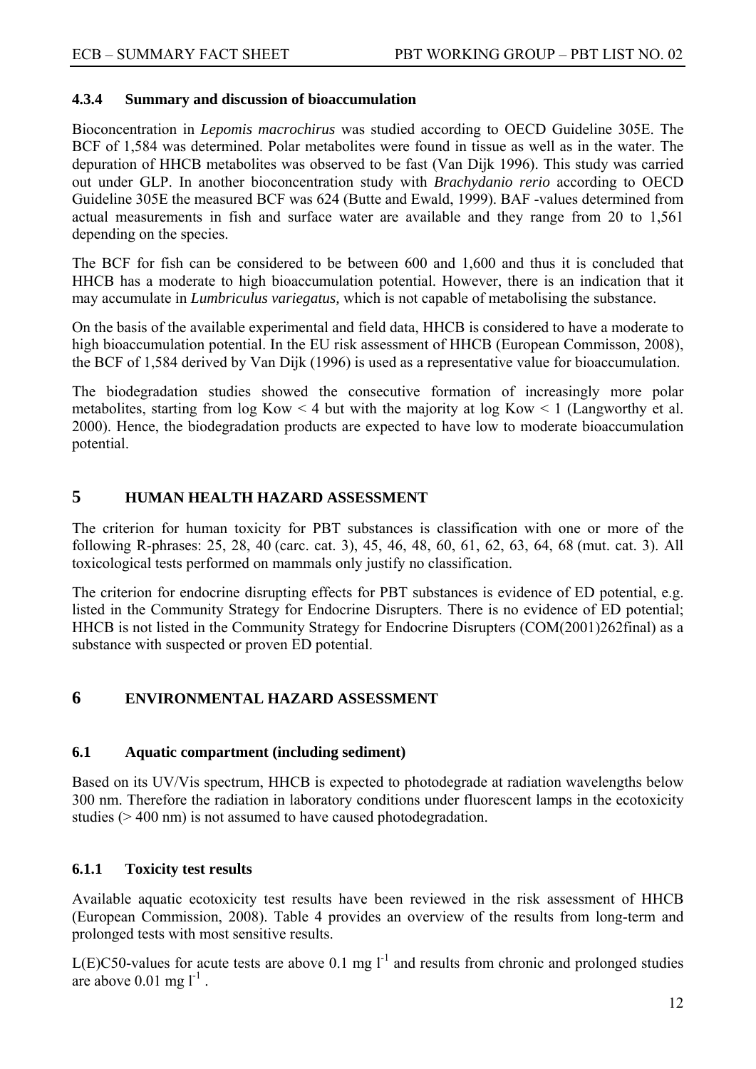### 4.3.4 Summary and discussion of bioaccumulation

Bioconcentration in *Lepomis macrochirus* was studied according to OECD Guideline 305E. The BCF of 1,584 was determined. Polar metabolites were found in tissue as well as in the water. The depuration of HHCB metabolites was observed to be fast (Van Dijk 1996). This study was carried out under GLP. In another bioconcentration study with *Brachydanio rerio* according to OECD Guideline 305E the measured BCF was 624 (Butte and Ewald, 1999). BAF -values determined from actual measurements in fish and surface water are available and they range from 20 to 1,561 depending on the species.

The BCF for fish can be considered to be between 600 and 1,600 and thus it is concluded that HHCB has a moderate to high bioaccumulation potential. However, there is an indication that it may accumulate in *Lumbriculus variegatus,* which is not capable of metabolising the substance.

On the basis of the available experimental and field data, HHCB is considered to have a moderate to high bioaccumulation potential. In the EU risk assessment of HHCB (European Commisson, 2008), the BCF of 1,584 derived by Van Dijk (1996) is used as a representative value for bioaccumulation.

The biodegradation studies showed the consecutive formation of increasingly more polar metabolites, starting from log Kow < 4 but with the majority at log Kow < 1 (Langworthy et al. 2000). Hence, the biodegradation products are expected to have low to moderate bioaccumulation potential.

## 5 HUMAN HEALTH HAZARD ASSESSMENT

The criterion for human toxicity for PBT substances is classification with one or more of the following R-phrases: 25, 28, 40 (carc. cat. 3), 45, 46, 48, 60, 61, 62, 63, 64, 68 (mut. cat. 3). All toxicological tests performed on mammals only justify no classification.

The criterion for endocrine disrupting effects for PBT substances is evidence of ED potential, e.g. listed in the Community Strategy for Endocrine Disrupters. There is no evidence of ED potential; HHCB is not listed in the Community Strategy for Endocrine Disrupters (COM(2001)262final) as a substance with suspected or proven ED potential.

## 6 ENVIRONMENTAL HAZARD ASSESSMENT

### 6.1 Aquatic compartment (including sediment)

Based on its UV/Vis spectrum, HHCB is expected to photodegrade at radiation wavelengths below 300 nm. Therefore the radiation in laboratory conditions under fluorescent lamps in the ecotoxicity studies (> 400 nm) is not assumed to have caused photodegradation.

### 6.1.1 Toxicity test results

Available aquatic ecotoxicity test results have been reviewed in the risk assessment of HHCB (European Commission, 2008). Table 4 provides an overview of the results from long-term and prolonged tests with most sensitive results.

L(E)C50-values for acute tests are above 0.1 mg $l^{-1}$ and results from chronic and prolonged studies are above 0.01 mg $l^{-1}$ .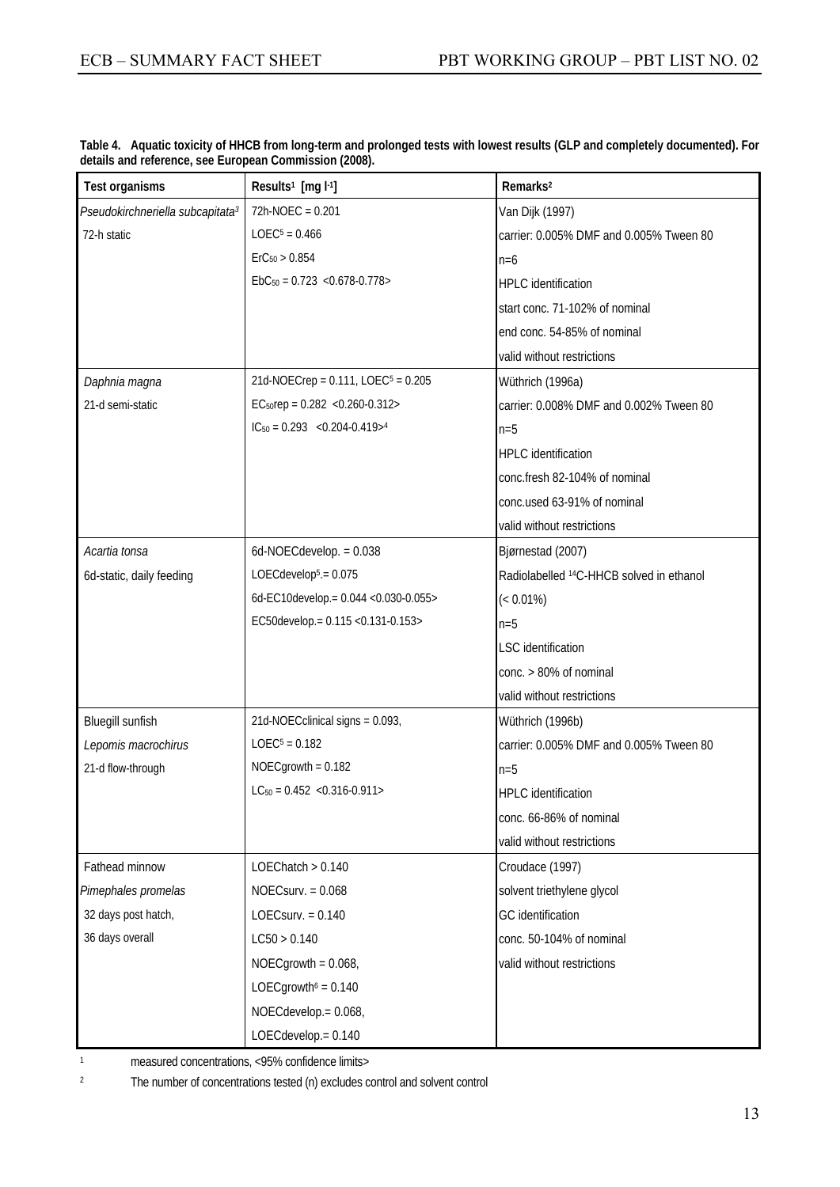**Table 4. Aquatic toxicity of HHCB from long-term and prolonged tests with lowest results (GLP and completely documented). For details and reference, see European Commission (2008).**

| Test organisms | Results[1] [mg $l^{-1}$] | Remarks[2] |
|---|---|---|
| *Pseudokirchneriella subcapitata*[3]<br>72-h static | 72h-NOEC = 0.201<br>LOEC[5] = 0.466<br>$ErC_{50}$ > 0.854<br>$EbC_{50}$ = 0.723 <0.678-0.778> | Van Dijk (1997)<br>carrier: 0.005% DMF and 0.005% Tween 80<br>n=6<br>HPLC identification<br>start conc. 71-102% of nominal<br>end conc. 54-85% of nominal<br>valid without restrictions |
| *Daphnia magna*<br>21-d semi-static | 21d-NOECrep = 0.111, LOEC[5] = 0.205<br>$EC_{50}$rep = 0.282 <0.260-0.312><br>$IC_{50}$ = 0.293 <0.204-0.419>[4] | Wüthrich (1996a)<br>carrier: 0.008% DMF and 0.002% Tween 80<br>n=5<br>HPLC identification<br>conc.fresh 82-104% of nominal<br>conc.used 63-91% of nominal<br>valid without restrictions |
| *Acartia tonsa*<br>6d-static, daily feeding | 6d-NOECdevelop. = 0.038<br>LOECdevelop[5].= 0.075<br>6d-EC10develop.= 0.044 <0.030-0.055><br>EC50develop.= 0.115 <0.131-0.153> | Bjørnestad (2007)<br>Radiolabelled $^{14}$C-HHCB solved in ethanol<br>(< 0.01%)<br>n=5<br>LSC identification<br>conc. > 80% of nominal<br>valid without restrictions |
| Bluegill sunfish<br>*Lepomis macrochirus*<br>21-d flow-through | 21d-NOECclinical signs = 0.093,<br>LOEC[5] = 0.182<br>NOECgrowth = 0.182<br>$LC_{50}$ = 0.452 <0.316-0.911> | Wüthrich (1996b)<br>carrier: 0.005% DMF and 0.005% Tween 80<br>n=5<br>HPLC identification<br>conc. 66-86% of nominal<br>valid without restrictions |
| Fathead minnow<br>*Pimephales promelas*<br>32 days post hatch,<br>36 days overall | LOEChatch > 0.140<br>NOECsurv. = 0.068<br>LOECsurv. = 0.140<br>LC50 > 0.140<br>NOECgrowth = 0.068,<br>LOECgrowth[6] = 0.140<br>NOECdevelop.= 0.068,<br>LOECdevelop.= 0.140 | Croudace (1997)<br>solvent triethylene glycol<br>GC identification<br>conc. 50-104% of nominal<br>valid without restrictions |

[1] measured concentrations, <95% confidence limits>

[2] The number of concentrations tested (n) excludes control and solvent control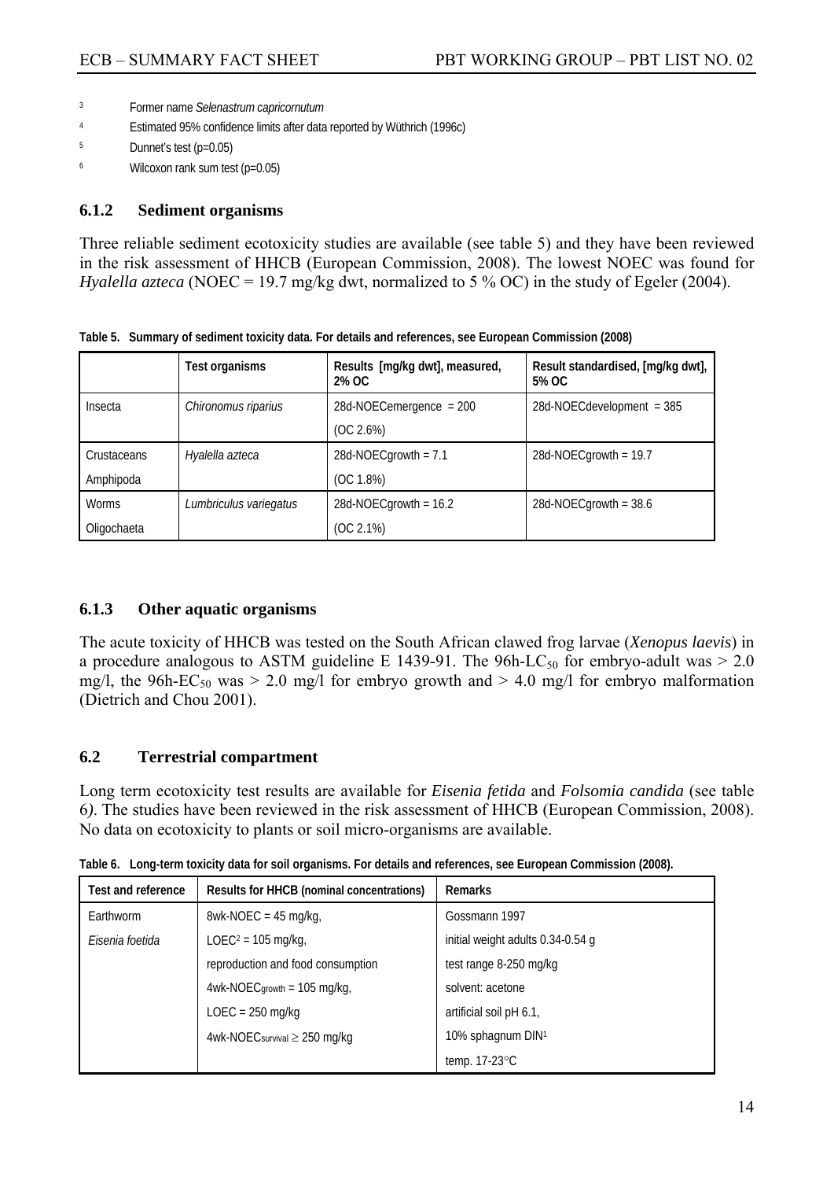[3] Former name *Selenastrum capricornutum*

[4] Estimated 95% confidence limits after data reported by Wüthrich (1996c)

[5] Dunnet's test (p=0.05)

[6] Wilcoxon rank sum test (p=0.05)

### 6.1.2 Sediment organisms

Three reliable sediment ecotoxicity studies are available (see table 5) and they have been reviewed in the risk assessment of HHCB (European Commission, 2008). The lowest NOEC was found for *Hyalella azteca* (NOEC = 19.7 mg/kg dwt, normalized to 5 % OC) in the study of Egeler (2004).

**Table 5. Summary of sediment toxicity data. For details and references, see European Commission (2008)**

| | Test organisms | Results [mg/kg dwt], measured, 2% OC | Result standardised, [mg/kg dwt], 5% OC |
|---|---|---|---|
| Insecta | *Chironomus riparius* | 28d-NOECemergence = 200 (OC 2.6%) | 28d-NOECdevelopment = 385 |
| Crustaceans Amphipoda | *Hyalella azteca* | 28d-NOECgrowth = 7.1 (OC 1.8%) | 28d-NOECgrowth = 19.7 |
| Worms Oligochaeta | *Lumbriculus variegatus* | 28d-NOECgrowth = 16.2 (OC 2.1%) | 28d-NOECgrowth = 38.6 |

### 6.1.3 Other aquatic organisms

The acute toxicity of HHCB was tested on the South African clawed frog larvae (*Xenopus laevis*) in a procedure analogous to ASTM guideline E 1439-91. The 96h-$LC_{50}$ for embryo-adult was > 2.0 mg/l, the 96h-$EC_{50}$ was > 2.0 mg/l for embryo growth and > 4.0 mg/l for embryo malformation (Dietrich and Chou 2001).

## 6.2 Terrestrial compartment

Long term ecotoxicity test results are available for *Eisenia fetida* and *Folsomia candida* (see table 6*)*. The studies have been reviewed in the risk assessment of HHCB (European Commission, 2008). No data on ecotoxicity to plants or soil micro-organisms are available.

**Table 6. Long-term toxicity data for soil organisms. For details and references, see European Commission (2008).**

| Test and reference | Results for HHCB (nominal concentrations) | Remarks |
|---|---|---|
| Earthworm | 8wk-NOEC = 45 mg/kg, | Gossmann 1997 |
| *Eisenia foetida* | LOEC[2] = 105 mg/kg, | initial weight adults 0.34-0.54 g |
| | reproduction and food consumption | test range 8-250 mg/kg |
| | 4wk-$NOEC_{growth}$ = 105 mg/kg, | solvent: acetone |
| | LOEC = 250 mg/kg | artificial soil pH 6.1, |
| | 4wk-$NOEC_{survival}$ ≥ 250 mg/kg | 10% sphagnum DIN[1] |
| | | temp. 17-23°C |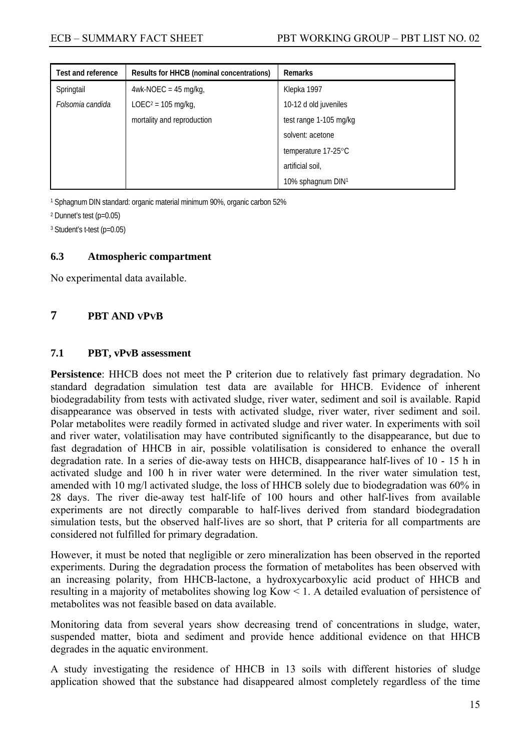| Test and reference | Results for HHCB (nominal concentrations) | Remarks |
|---|---|---|
| Springtail | 4wk-NOEC = 45 mg/kg, | Klepka 1997 |
| *Folsomia candida* | LOEC[2] = 105 mg/kg, | 10-12 d old juveniles |
| | mortality and reproduction | test range 1-105 mg/kg |
| | | solvent: acetone |
| | | temperature 17-25°C |
| | | artificial soil, |
| | | 10% sphagnum DIN[1] |

[1] Sphagnum DIN standard: organic material minimum 90%, organic carbon 52%

[2] Dunnet's test (p=0.05)

[3] Student's t-test (p=0.05)

### 6.3 Atmospheric compartment

No experimental data available.

## 7 PBT AND vPvB

### 7.1 PBT, vPvB assessment

**Persistence**: HHCB does not meet the P criterion due to relatively fast primary degradation. No standard degradation simulation test data are available for HHCB. Evidence of inherent biodegradability from tests with activated sludge, river water, sediment and soil is available. Rapid disappearance was observed in tests with activated sludge, river water, river sediment and soil. Polar metabolites were readily formed in activated sludge and river water. In experiments with soil and river water, volatilisation may have contributed significantly to the disappearance, but due to fast degradation of HHCB in air, possible volatilisation is considered to enhance the overall degradation rate. In a series of die-away tests on HHCB, disappearance half-lives of 10 - 15 h in activated sludge and 100 h in river water were determined. In the river water simulation test, amended with 10 mg/l activated sludge, the loss of HHCB solely due to biodegradation was 60% in 28 days. The river die-away test half-life of 100 hours and other half-lives from available experiments are not directly comparable to half-lives derived from standard biodegradation simulation tests, but the observed half-lives are so short, that P criteria for all compartments are considered not fulfilled for primary degradation.

However, it must be noted that negligible or zero mineralization has been observed in the reported experiments. During the degradation process the formation of metabolites has been observed with an increasing polarity, from HHCB-lactone, a hydroxycarboxylic acid product of HHCB and resulting in a majority of metabolites showing log Kow < 1. A detailed evaluation of persistence of metabolites was not feasible based on data available.

Monitoring data from several years show decreasing trend of concentrations in sludge, water, suspended matter, biota and sediment and provide hence additional evidence on that HHCB degrades in the aquatic environment.

A study investigating the residence of HHCB in 13 soils with different histories of sludge application showed that the substance had disappeared almost completely regardless of the time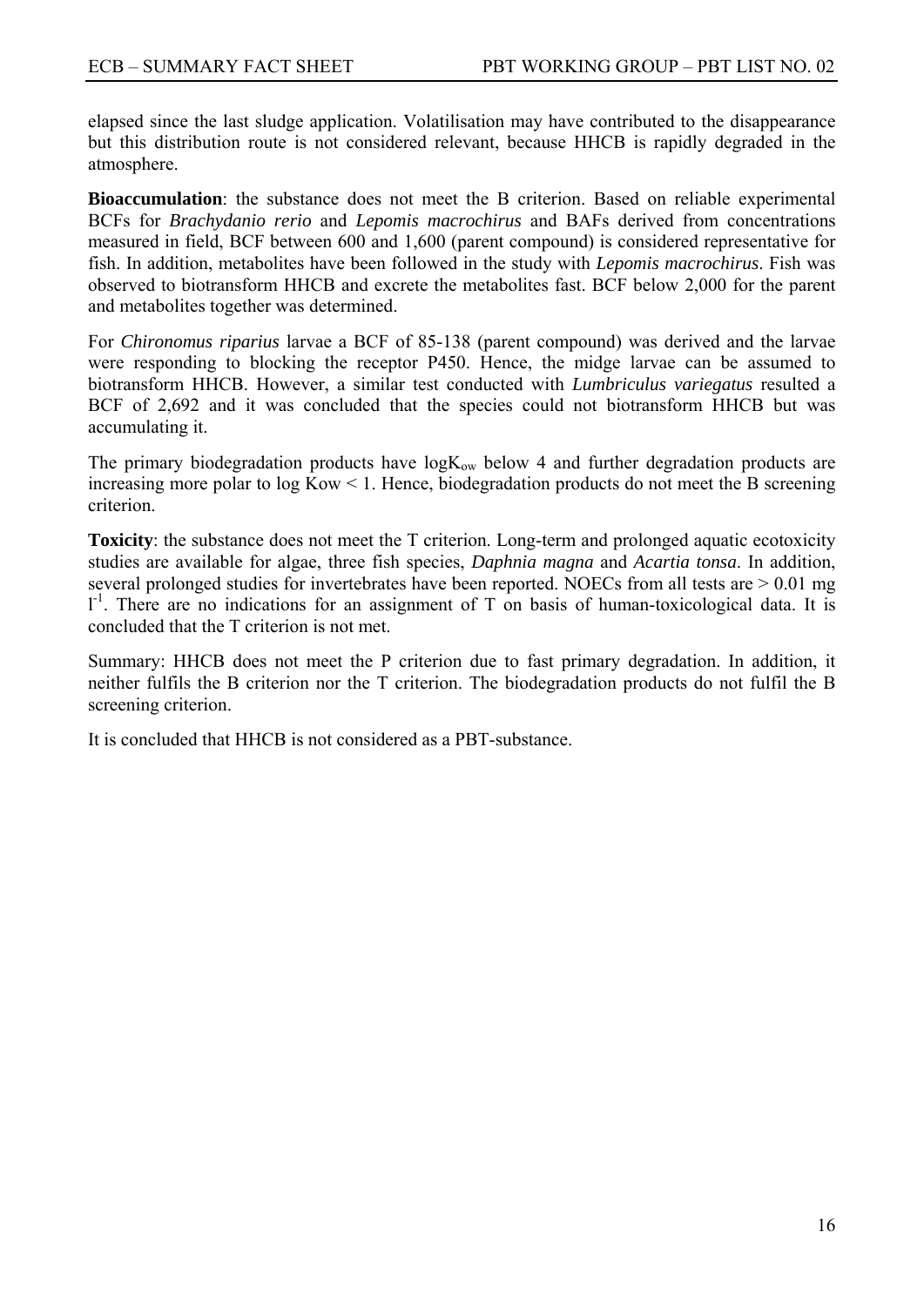elapsed since the last sludge application. Volatilisation may have contributed to the disappearance but this distribution route is not considered relevant, because HHCB is rapidly degraded in the atmosphere.

**Bioaccumulation**: the substance does not meet the B criterion. Based on reliable experimental BCFs for *Brachydanio rerio* and *Lepomis macrochirus* and BAFs derived from concentrations measured in field, BCF between 600 and 1,600 (parent compound) is considered representative for fish. In addition, metabolites have been followed in the study with *Lepomis macrochirus*. Fish was observed to biotransform HHCB and excrete the metabolites fast. BCF below 2,000 for the parent and metabolites together was determined.

For *Chironomus riparius* larvae a BCF of 85-138 (parent compound) was derived and the larvae were responding to blocking the receptor P450. Hence, the midge larvae can be assumed to biotransform HHCB. However, a similar test conducted with *Lumbriculus variegatus* resulted a BCF of 2,692 and it was concluded that the species could not biotransform HHCB but was accumulating it.

The primary biodegradation products have $\log K_{ow}$ below 4 and further degradation products are increasing more polar to log Kow < 1. Hence, biodegradation products do not meet the B screening criterion.

**Toxicity**: the substance does not meet the T criterion. Long-term and prolonged aquatic ecotoxicity studies are available for algae, three fish species, *Daphnia magna* and *Acartia tonsa*. In addition, several prolonged studies for invertebrates have been reported. NOECs from all tests are > 0.01 mg $l^{-1}$. There are no indications for an assignment of T on basis of human-toxicological data. It is concluded that the T criterion is not met.

Summary: HHCB does not meet the P criterion due to fast primary degradation. In addition, it neither fulfils the B criterion nor the T criterion. The biodegradation products do not fulfil the B screening criterion.

It is concluded that HHCB is not considered as a PBT-substance.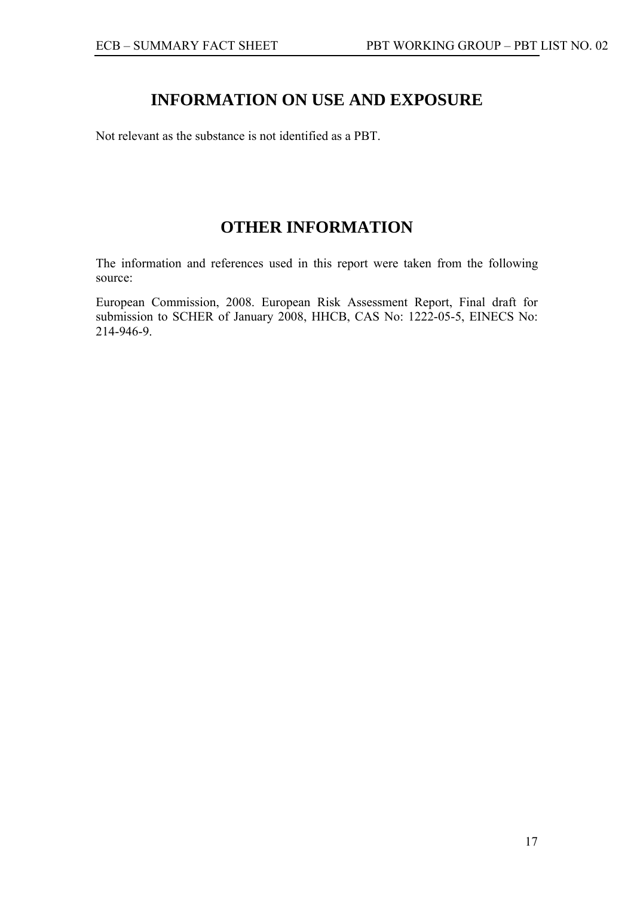# INFORMATION ON USE AND EXPOSURE

Not relevant as the substance is not identified as a PBT.

# OTHER INFORMATION

The information and references used in this report were taken from the following source:

European Commission, 2008. European Risk Assessment Report, Final draft for submission to SCHER of January 2008, HHCB, CAS No: 1222-05-5, EINECS No: 214-946-9.